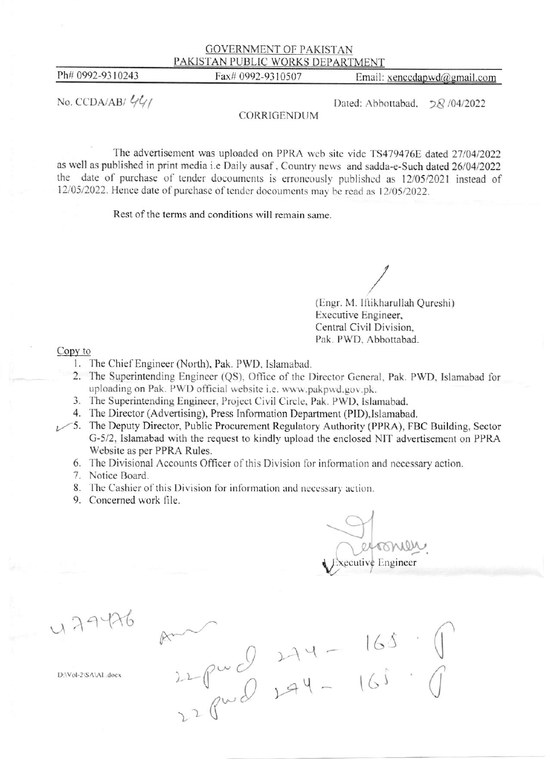GOVERNMENT OF PAKISTAN
PAKISTAN PUBLIC WORKS DEPARTMENT

Ph# 0992-9310243 Fax# 0992-9310507 Email: xenccdapwd@gmail.com

No. CCDA/AB/ 441 Dated: Abbottabad, 28 /04/2022

## CORRIGENDUM

The advertisement was uploaded on PPRA web site vide TS479476E dated 27/04/2022 as well as published in print media i.e Daily ausaf, Country news and sadda-e-Such dated 26/04/2022 the date of purchase of tender docouments is erroneously published as 12/05/2021 instead of 12/05/2022. Hence date of purchase of tender docouments may be read as 12/05/2022.

Rest of the terms and conditions will remain same.

(Engr. M. Iftikharullah Qureshi)
Executive Engineer,
Central Civil Division,
Pak. PWD, Abbottabad.

Copy to

1. The Chief Engineer (North), Pak. PWD, Islamabad.
2. The Superintending Engineer (QS), Office of the Director General, Pak. PWD, Islamabad for uploading on Pak. PWD official website i.e. www.pakpwd.gov.pk.
3. The Superintending Engineer, Project Civil Circle, Pak. PWD, Islamabad.
4. The Director (Advertising), Press Information Department (PID),Islamabad.
5. The Deputy Director, Public Procurement Regulatory Authority (PPRA), FBC Building, Sector G-5/2, Islamabad with the request to kindly upload the enclosed NIT advertisement on PPRA Website as per PPRA Rules.
6. The Divisional Accounts Officer of this Division for information and necessary action.
7. Notice Board.
8. The Cashier of this Division for information and necessary action.
9. Concerned work file.

Executive Engineer

479476

22 pwd 274 - 165
22 pwd 274 - 165

D:\Vol-2\SA\AI .docx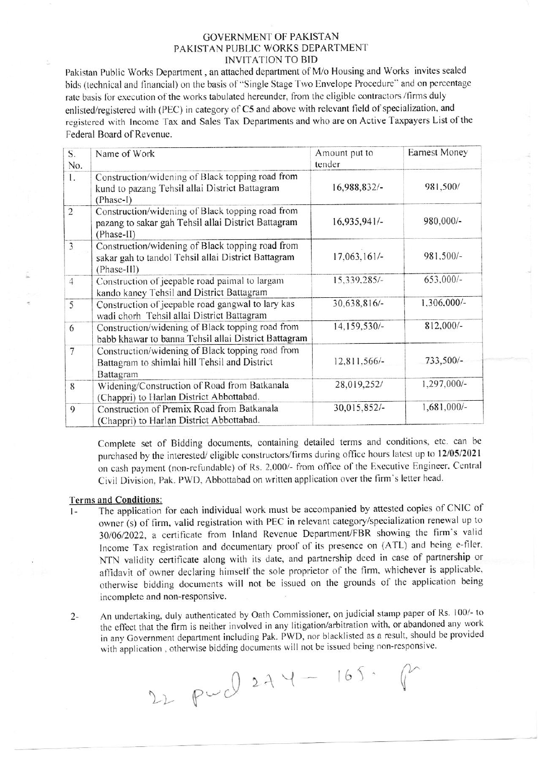GOVERNMENT OF PAKISTAN
PAKISTAN PUBLIC WORKS DEPARTMENT
INVITATION TO BID

Pakistan Public Works Department, an attached department of M/o Housing and Works invites sealed bids (technical and financial) on the basis of "Single Stage Two Envelope Procedure" and on percentage rate basis for execution of the works tabulated hereunder, from the eligible contractors /firms duly enlisted/registered with (PEC) in category of C5 and above with relevant field of specialization, and registered with Income Tax and Sales Tax Departments and who are on Active Taxpayers List of the Federal Board of Revenue.

| S. No. | Name of Work | Amount put to tender | Earnest Money |
|---|---|---|---|
| 1. | Construction/widening of Black topping road from kund to pazang Tehsil allai District Battagram (Phase-I) | 16,988,832/- | 981,500/ |
| 2 | Construction/widening of Black topping road from pazang to sakar gah Tehsil allai District Battagram (Phase-II) | 16,935,941/- | 980,000/- |
| 3 | Construction/widening of Black topping road from sakar gah to tandol Tehsil allai District Battagram (Phase-III) | 17,063,161/- | 981,500/- |
| 4 | Construction of jeepable road paimal to largam kando kaney Tehsil and District Battagram | 15,339,285/- | 653,000/- |
| 5 | Construction of jeepable road gangwal to lary kas wadi chorh Tehsil allai District Battagram | 30,638,816/- | 1,306,000/- |
| 6 | Construction/widening of Black topping road from babb khawar to banna Tehsil allai District Battagram | 14,159,530/- | 812,000/- |
| 7 | Construction/widening of Black topping road from Battagram to shimlai hill Tehsil and District Battagram | 12,811,566/- | 733,500/- |
| 8 | Widening/Construction of Road from Batkanala (Chappri) to Harlan District Abbottabad. | 28,019,252/ | 1,297,000/- |
| 9 | Construction of Premix Road from Batkanala (Chappri) to Harlan District Abbottabad. | 30,015,852/- | 1,681,000/- |

Complete set of Bidding documents, containing detailed terms and conditions, etc. can be purchased by the interested/ eligible constructors/firms during office hours latest up to **12/05/2021** on cash payment (non-refundable) of Rs. 2,000/- from office of the Executive Engineer, Central Civil Division, Pak. PWD, Abbottabad on written application over the firm's letter head.

**Terms and Conditions:**

1- The application for each individual work must be accompanied by attested copies of CNIC of owner (s) of firm, valid registration with PEC in relevant category/specialization renewal up to 30/06/2022, a certificate from Inland Revenue Department/FBR showing the firm's valid Income Tax registration and documentary proof of its presence on (ATL) and being e-filer, NTN validity certificate along with its date, and partnership deed in case of partnership or affidavit of owner declaring himself the sole proprietor of the firm, whichever is applicable, otherwise bidding documents will not be issued on the grounds of the application being incomplete and non-responsive.

2- An undertaking, duly authenticated by Oath Commissioner, on judicial stamp paper of Rs. 100/- to the effect that the firm is neither involved in any litigation/arbitration with, or abandoned any work in any Government department including Pak. PWD, nor blacklisted as a result, should be provided with application, otherwise bidding documents will not be issued being non-responsive.

22 pwd 274 - 165. P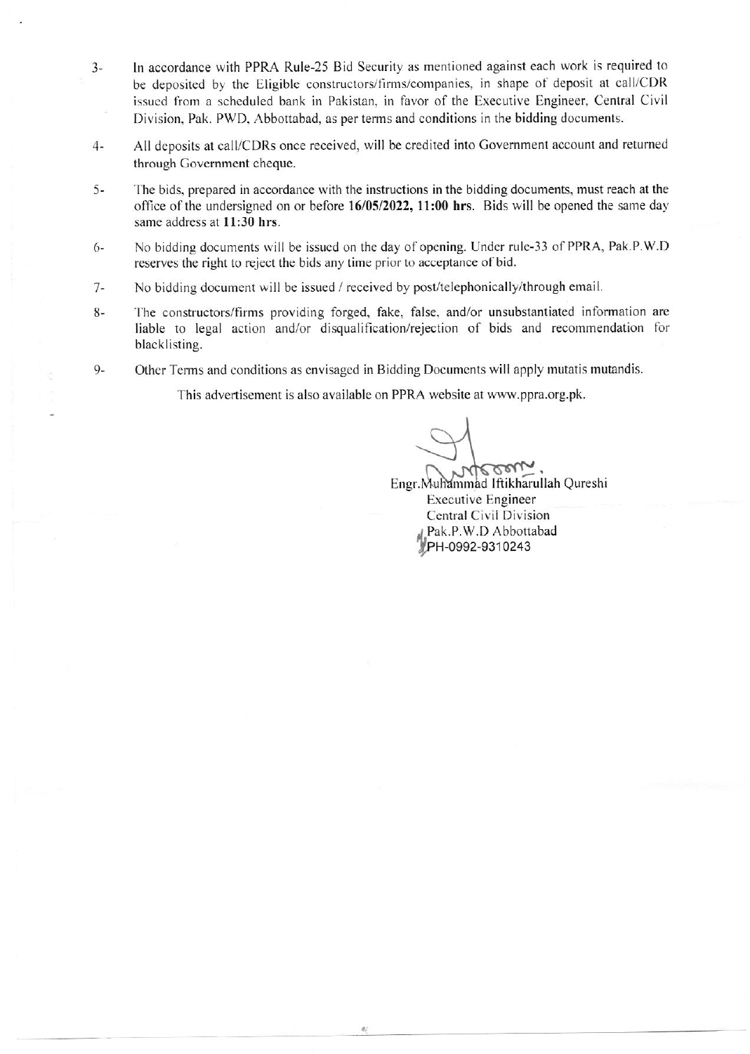3- In accordance with PPRA Rule-25 Bid Security as mentioned against each work is required to be deposited by the Eligible constructors/firms/companies, in shape of deposit at call/CDR issued from a scheduled bank in Pakistan, in favor of the Executive Engineer, Central Civil Division, Pak. PWD, Abbottabad, as per terms and conditions in the bidding documents.

4- All deposits at call/CDRs once received, will be credited into Government account and returned through Government cheque.

5- The bids, prepared in accordance with the instructions in the bidding documents, must reach at the office of the undersigned on or before **16/05/2022, 11:00 hrs**. Bids will be opened the same day same address at **11:30 hrs**.

6- No bidding documents will be issued on the day of opening. Under rule-33 of PPRA, Pak.P.W.D reserves the right to reject the bids any time prior to acceptance of bid.

7- No bidding document will be issued / received by post/telephonically/through email.

8- The constructors/firms providing forged, fake, false, and/or unsubstantiated information are liable to legal action and/or disqualification/rejection of bids and recommendation for blacklisting.

9- Other Terms and conditions as envisaged in Bidding Documents will apply mutatis mutandis.

This advertisement is also available on PPRA website at www.ppra.org.pk.

Engr.Muhammad Iftikharullah Qureshi
Executive Engineer
Central Civil Division
Pak.P.W.D Abbottabad
PH-0992-9310243